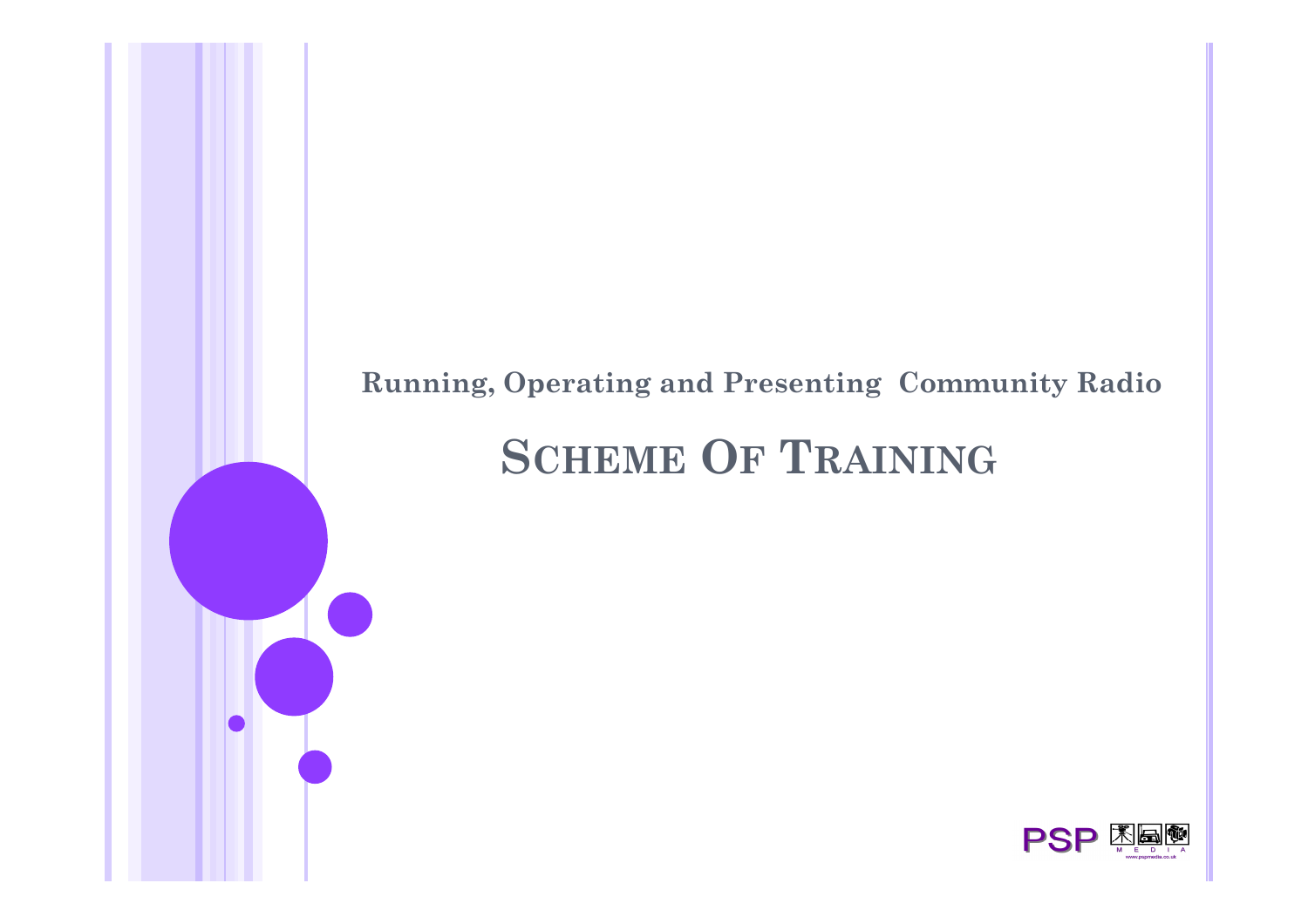Running, Operating and Presenting Community Radio

# Scheme Of Training

PSP MEDIA

www.pspmedia.co.uk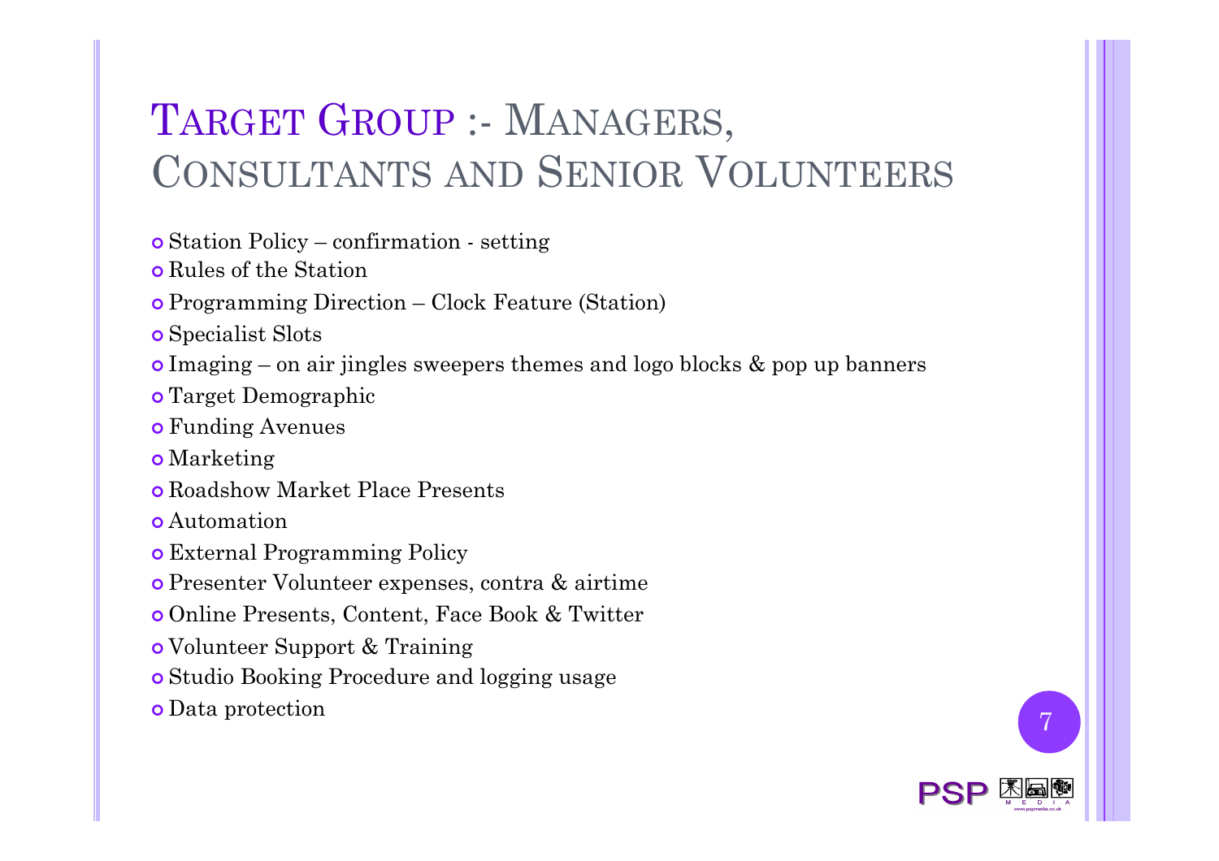# Target Group :- Managers, Consultants and Senior Volunteers

- Station Policy – confirmation - setting
- Rules of the Station
- Programming Direction – Clock Feature (Station)
- Specialist Slots
- Imaging – on air jingles sweepers themes and logo blocks & pop up banners
- Target Demographic
- Funding Avenues
- Marketing
- Roadshow Market Place Presents
- Automation
- External Programming Policy
- Presenter Volunteer expenses, contra & airtime
- Online Presents, Content, Face Book & Twitter
- Volunteer Support & Training
- Studio Booking Procedure and logging usage
- Data protection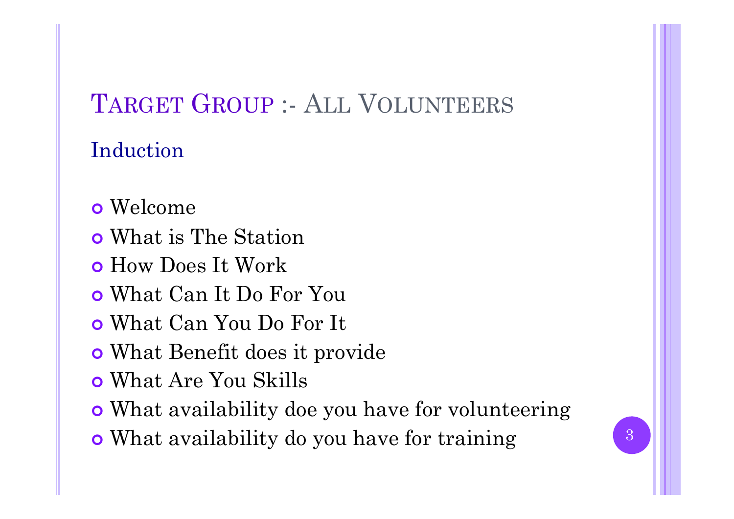# Target Group :- All Volunteers

## Induction

- Welcome
- What is The Station
- How Does It Work
- What Can It Do For You
- What Can You Do For It
- What Benefit does it provide
- What Are You Skills
- What availability doe you have for volunteering
- What availability do you have for training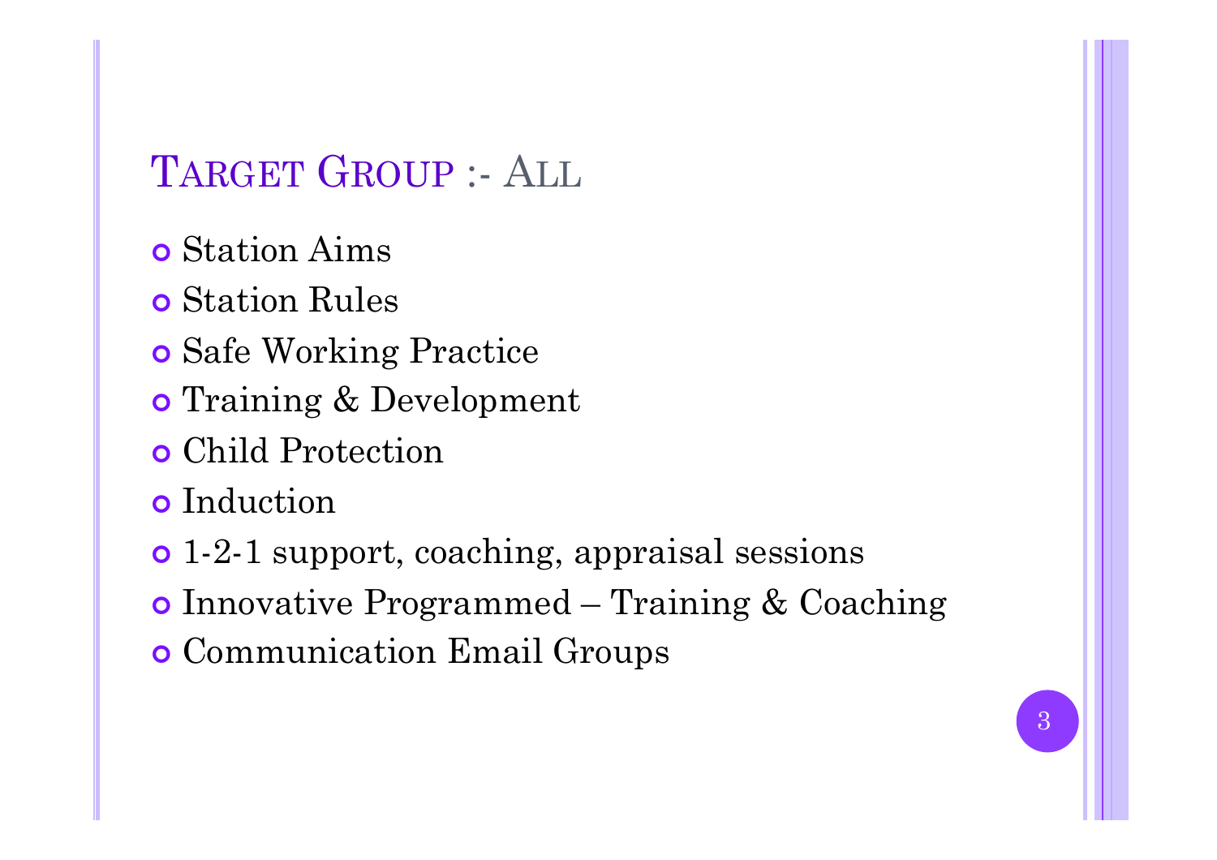## Target Group :- All

- Station Aims
- Station Rules
- Safe Working Practice
- Training & Development
- Child Protection
- Induction
- 1-2-1 support, coaching, appraisal sessions
- Innovative Programmed – Training & Coaching
- Communication Email Groups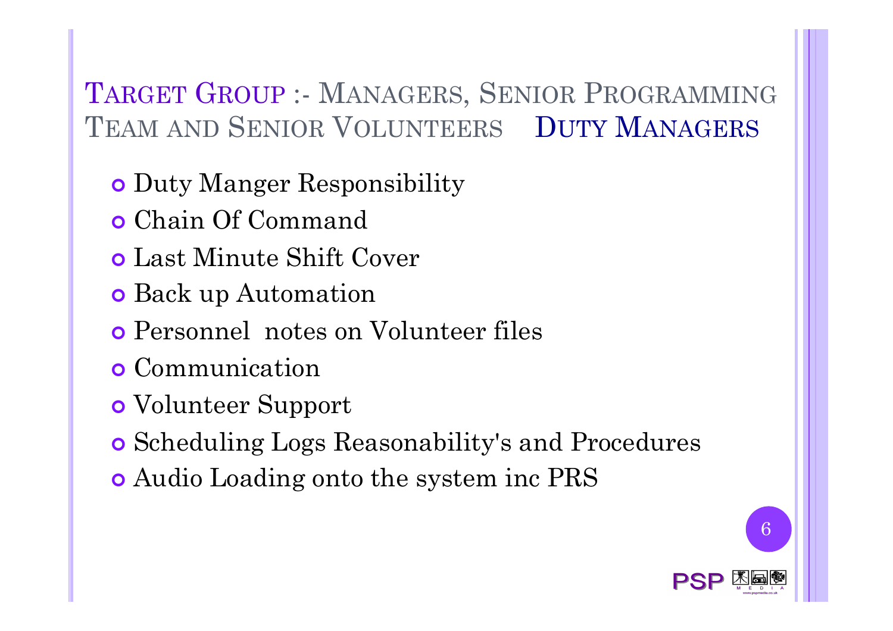## Target Group :- Managers, Senior Programming Team and Senior Volunteers Duty Managers

- Duty Manger Responsibility
- Chain Of Command
- Last Minute Shift Cover
- Back up Automation
- Personnel notes on Volunteer files
- Communication
- Volunteer Support
- Scheduling Logs Reasonability's and Procedures
- Audio Loading onto the system inc PRS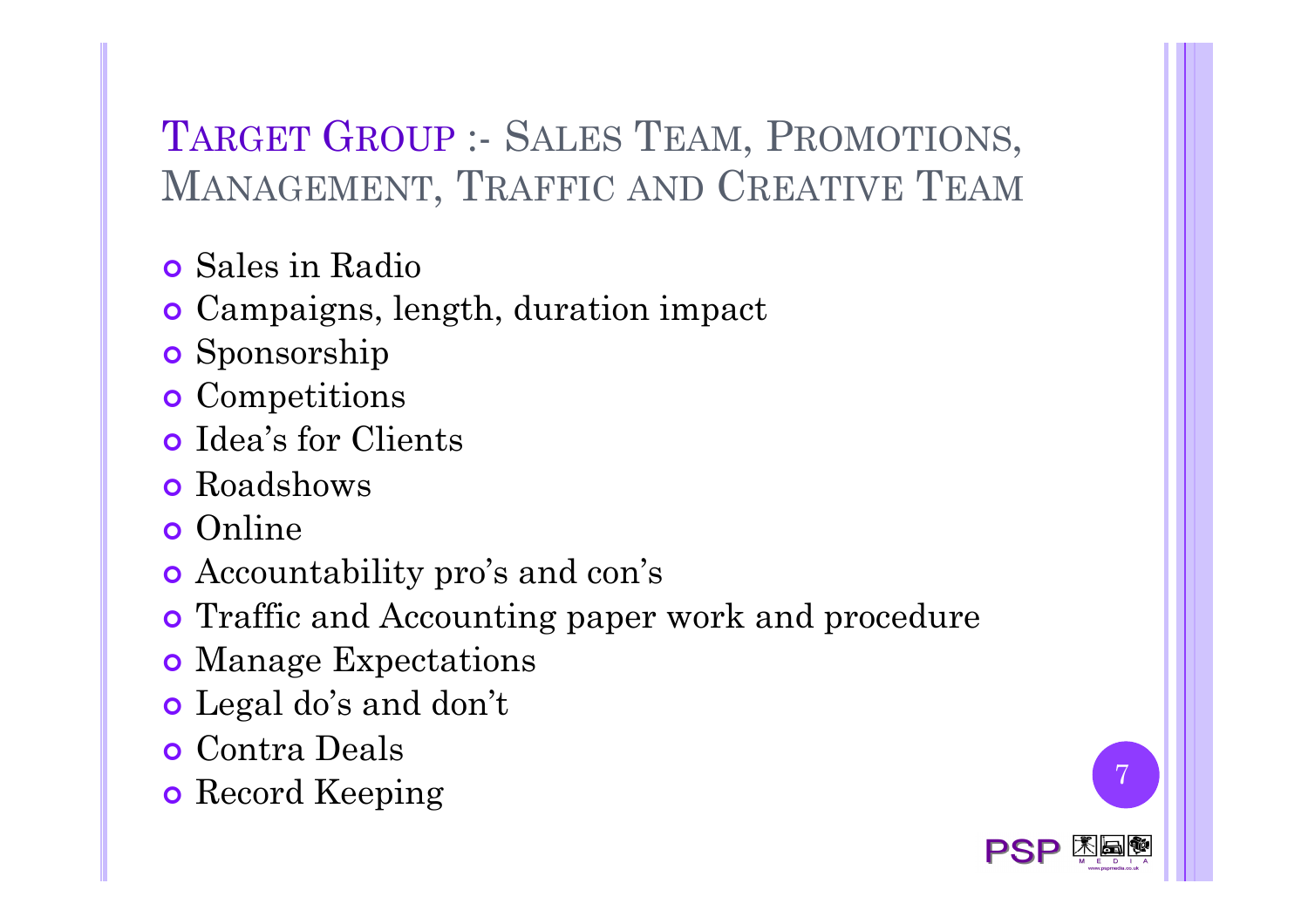## Target Group :- Sales Team, Promotions, Management, Traffic and Creative Team

- Sales in Radio
- Campaigns, length, duration impact
- Sponsorship
- Competitions
- Idea's for Clients
- Roadshows
- Online
- Accountability pro's and con's
- Traffic and Accounting paper work and procedure
- Manage Expectations
- Legal do's and don't
- Contra Deals
- Record Keeping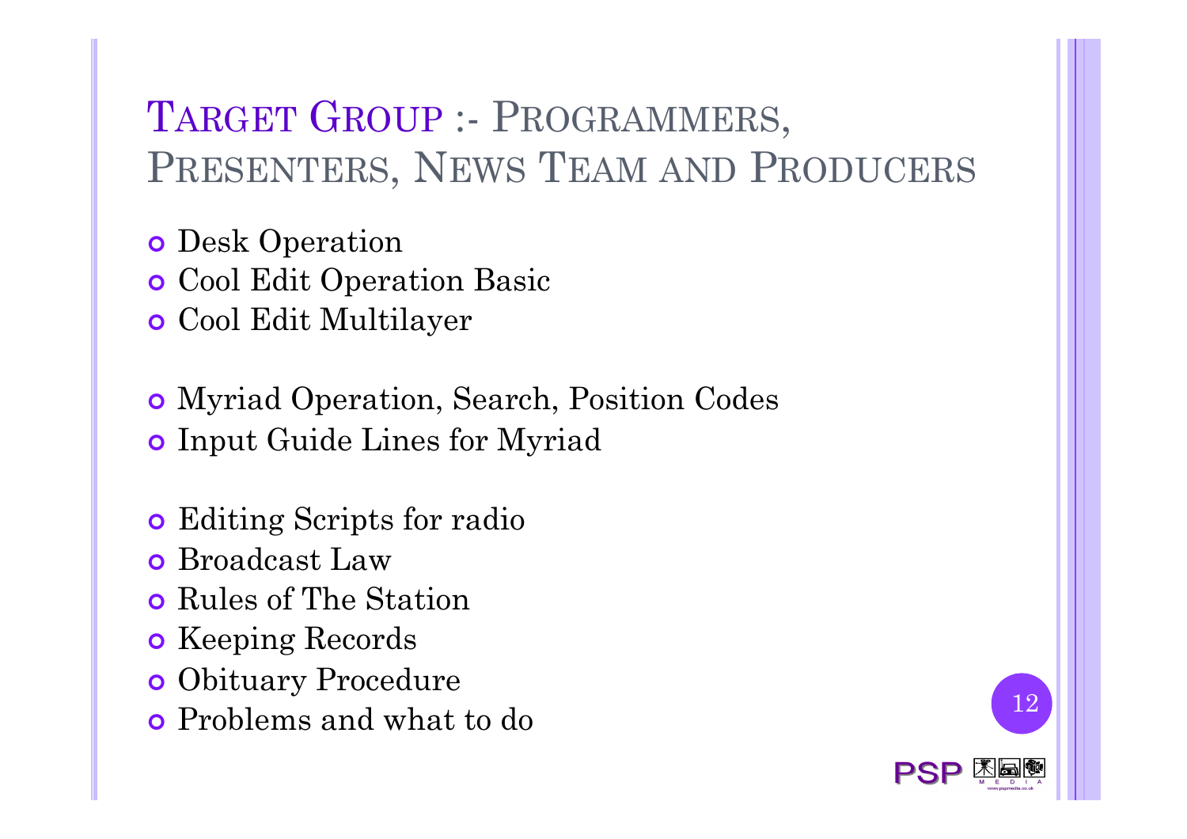# Target Group :- Programmers, Presenters, News Team and Producers

- Desk Operation
- Cool Edit Operation Basic
- Cool Edit Multilayer

- Myriad Operation, Search, Position Codes
- Input Guide Lines for Myriad

- Editing Scripts for radio
- Broadcast Law
- Rules of The Station
- Keeping Records
- Obituary Procedure
- Problems and what to do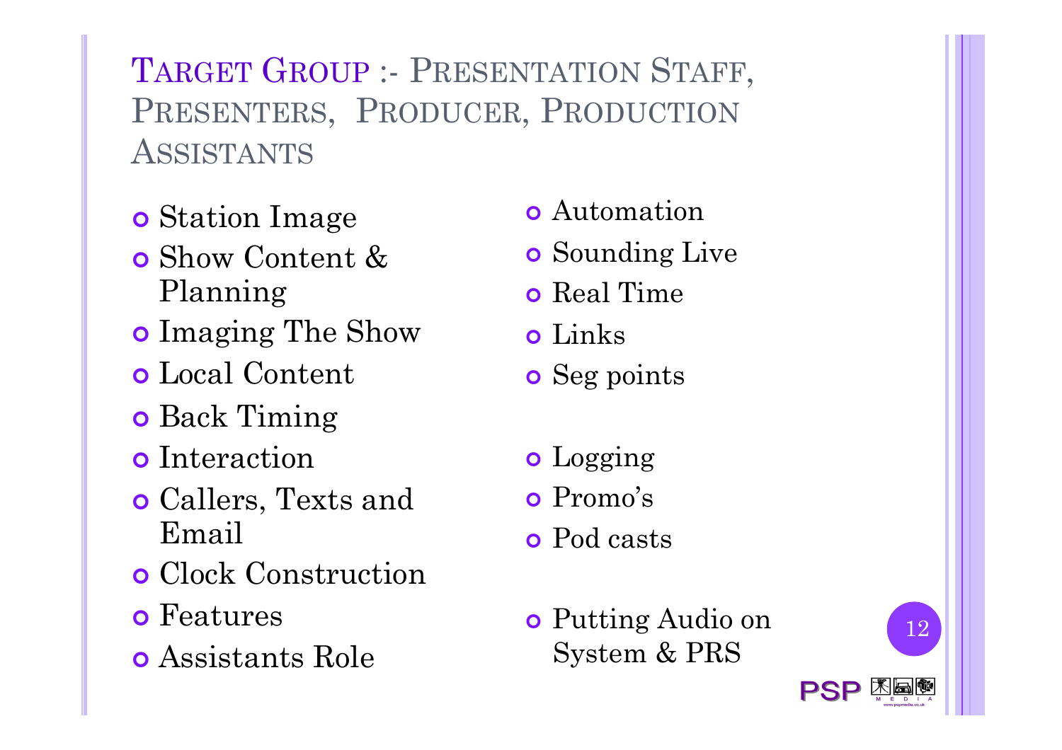## Target Group :- Presentation Staff, Presenters, Producer, Production Assistants

- Station Image
- Show Content & Planning
- Imaging The Show
- Local Content
- Back Timing
- Interaction
- Callers, Texts and Email
- Clock Construction
- Features
- Assistants Role

- Automation
- Sounding Live
- Real Time
- Links
- Seg points

- Logging
- Promo's
- Pod casts

- Putting Audio on System & PRS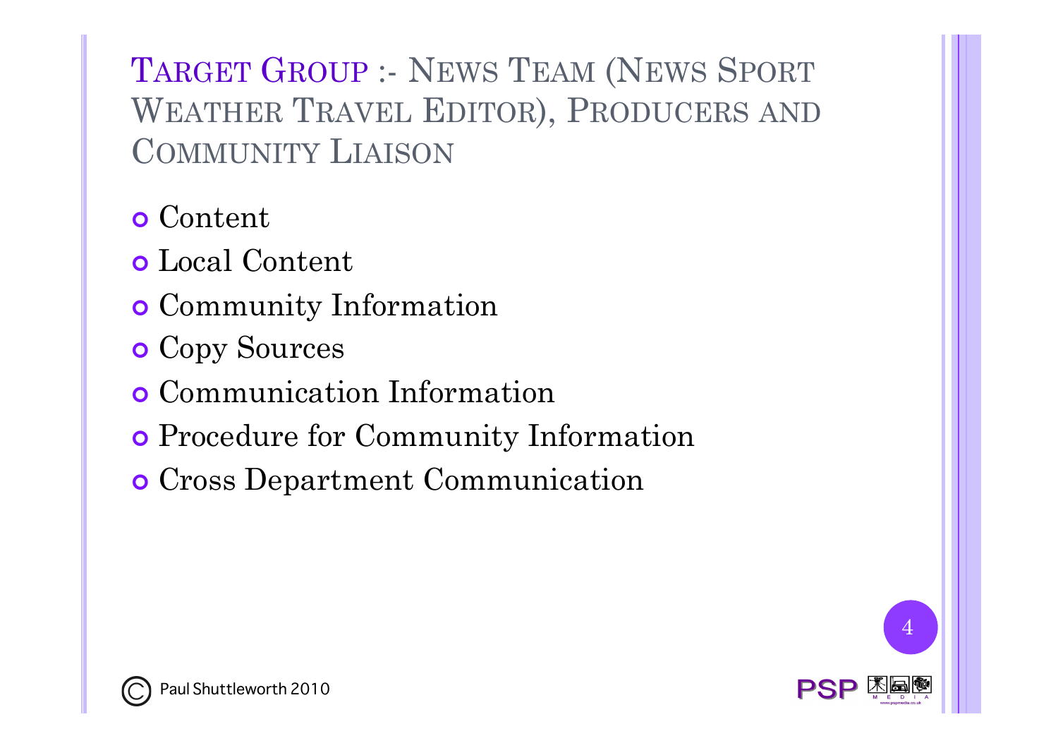## Target Group :- News Team (News Sport Weather Travel Editor), Producers and Community Liaison

- Content
- Local Content
- Community Information
- Copy Sources
- Communication Information
- Procedure for Community Information
- Cross Department Communication

© Paul Shuttleworth 2010